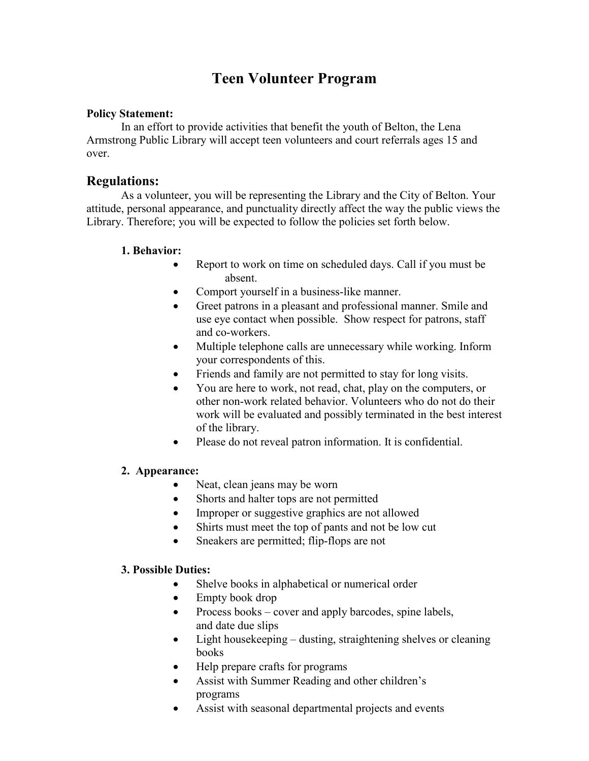# Teen Volunteer Program

**Policy Statement:**

In an effort to provide activities that benefit the youth of Belton, the Lena Armstrong Public Library will accept teen volunteers and court referrals ages 15 and over.

## Regulations:

As a volunteer, you will be representing the Library and the City of Belton. Your attitude, personal appearance, and punctuality directly affect the way the public views the Library. Therefore; you will be expected to follow the policies set forth below.

**1. Behavior:**

- Report to work on time on scheduled days. Call if you must be absent.
- Comport yourself in a business-like manner.
- Greet patrons in a pleasant and professional manner. Smile and use eye contact when possible. Show respect for patrons, staff and co-workers.
- Multiple telephone calls are unnecessary while working. Inform your correspondents of this.
- Friends and family are not permitted to stay for long visits.
- You are here to work, not read, chat, play on the computers, or other non-work related behavior. Volunteers who do not do their work will be evaluated and possibly terminated in the best interest of the library.
- Please do not reveal patron information. It is confidential.

**2. Appearance:**

- Neat, clean jeans may be worn
- Shorts and halter tops are not permitted
- Improper or suggestive graphics are not allowed
- Shirts must meet the top of pants and not be low cut
- Sneakers are permitted; flip-flops are not

**3. Possible Duties:**

- Shelve books in alphabetical or numerical order
- Empty book drop
- Process books – cover and apply barcodes, spine labels, and date due slips
- Light housekeeping – dusting, straightening shelves or cleaning books
- Help prepare crafts for programs
- Assist with Summer Reading and other children's programs
- Assist with seasonal departmental projects and events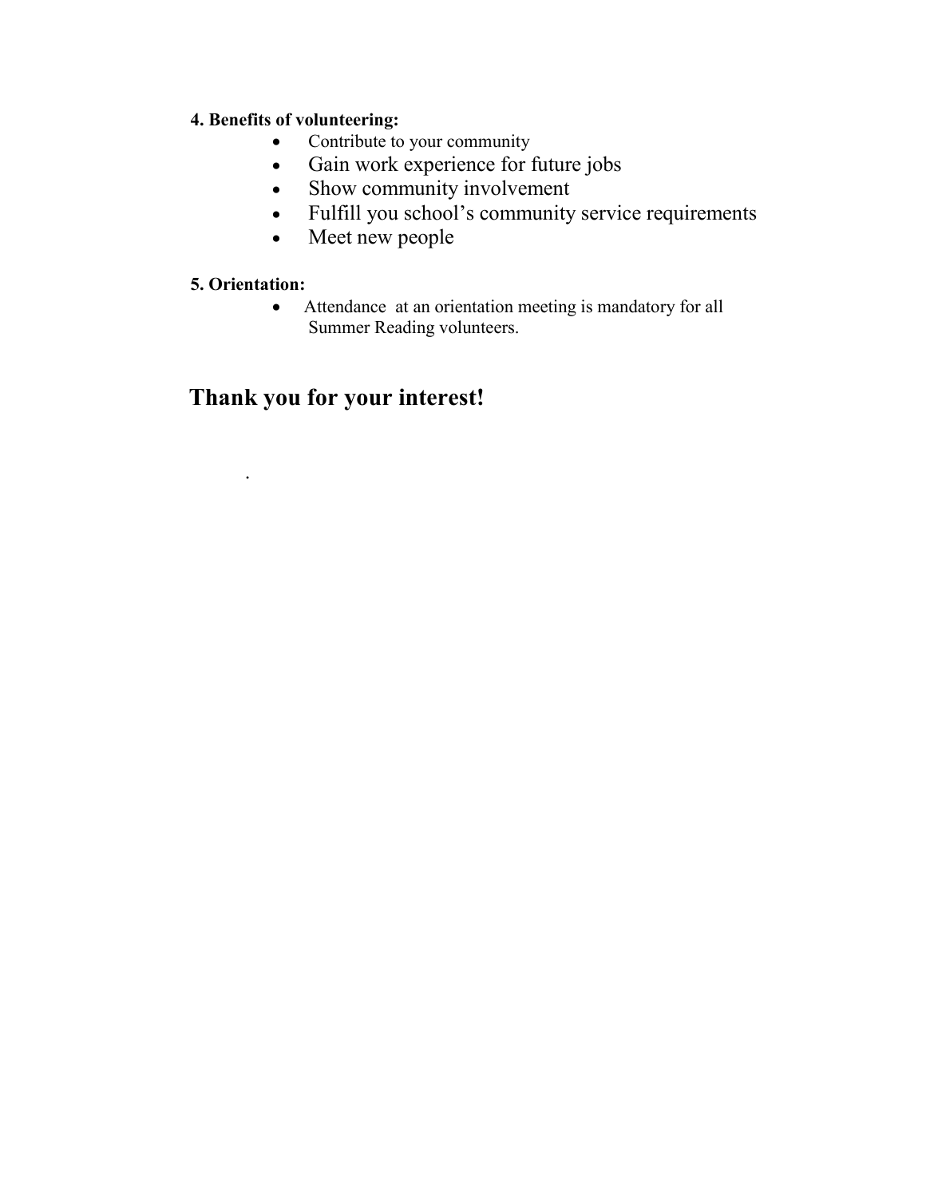**4. Benefits of volunteering:**

- Contribute to your community
- Gain work experience for future jobs
- Show community involvement
- Fulfill you school's community service requirements
- Meet new people

**5. Orientation:**

- Attendance at an orientation meeting is mandatory for all Summer Reading volunteers.

## Thank you for your interest!

.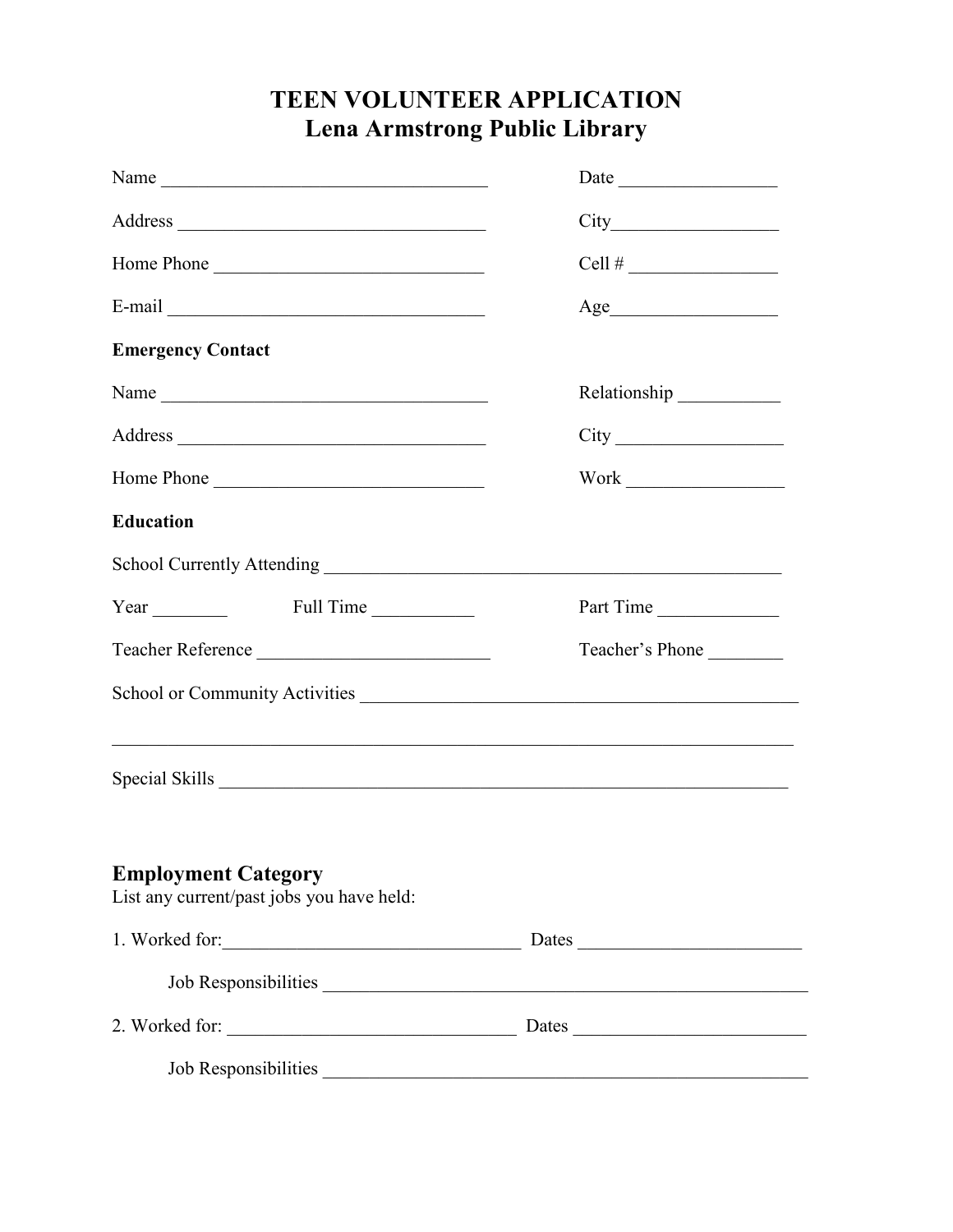# TEEN VOLUNTEER APPLICATION
# Lena Armstrong Public Library

Name ___________________________________ Date ________________

Address _________________________________ City_________________

Home Phone ____________________________ Cell # _______________

E-mail __________________________________ Age_________________

**Emergency Contact**

Name ___________________________________ Relationship ___________

Address _________________________________ City _________________

Home Phone ____________________________ Work ________________

**Education**

School Currently Attending ________________________________________________

Year ________ Full Time ___________ Part Time _____________

Teacher Reference ________________________ Teacher's Phone ________

School or Community Activities _____________________________________________

_________________________________________________________________________

Special Skills ______________________________________________________________

## Employment Category

List any current/past jobs you have held:

1. Worked for:________________________________ Dates ________________________

   Job Responsibilities ______________________________________________________

2. Worked for: _______________________________ Dates ________________________

   Job Responsibilities ______________________________________________________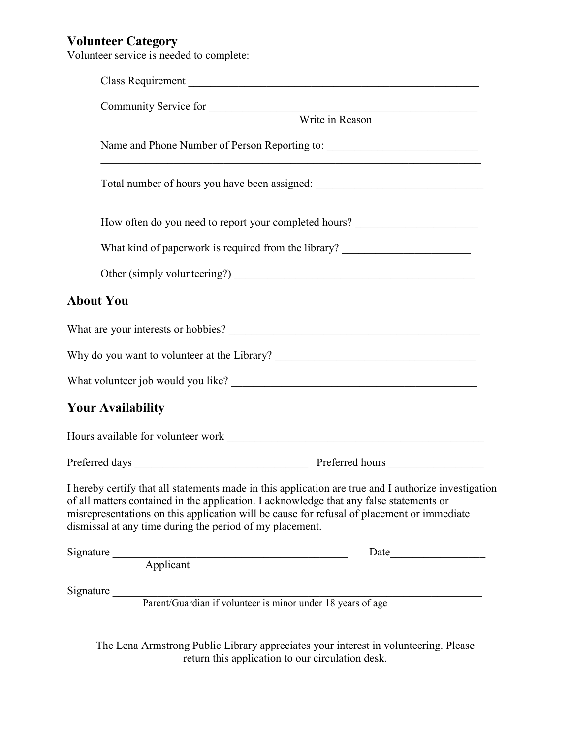## Volunteer Category

Volunteer service is needed to complete:

Class Requirement ______________________________________________________

Community Service for ___________________________________________________
Write in Reason

Name and Phone Number of Person Reporting to: ___________________________
_________________________________________________________________________

Total number of hours you have been assigned: ______________________________

How often do you need to report your completed hours? ______________________

What kind of paperwork is required from the library? _______________________

Other (simply volunteering?) ___________________________________________

## About You

What are your interests or hobbies? ______________________________________________

Why do you want to volunteer at the Library? _____________________________________

What volunteer job would you like? _______________________________________________

## Your Availability

Hours available for volunteer work _________________________________________________

Preferred days _______________________________ Preferred hours ________________

I hereby certify that all statements made in this application are true and I authorize investigation of all matters contained in the application. I acknowledge that any false statements or misrepresentations on this application will be cause for refusal of placement or immediate dismissal at any time during the period of my placement.

Signature ___________________________________________ Date_________________
Applicant

Signature _______________________________________________________________________
Parent/Guardian if volunteer is minor under 18 years of age

The Lena Armstrong Public Library appreciates your interest in volunteering. Please return this application to our circulation desk.